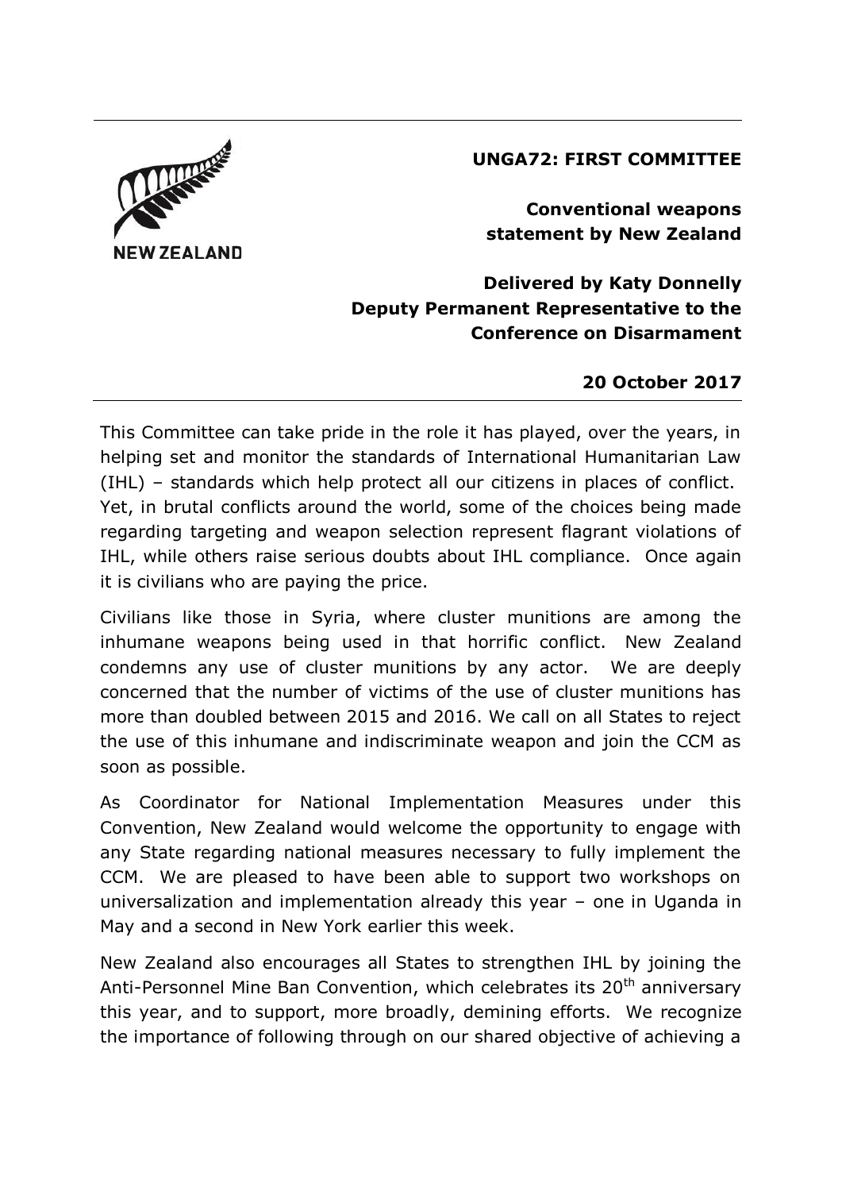NEW ZEALAND

**UNGA72: FIRST COMMITTEE**

**Conventional weapons statement by New Zealand**

**Delivered by Katy Donnelly**
**Deputy Permanent Representative to the Conference on Disarmament**

**20 October 2017**

---

This Committee can take pride in the role it has played, over the years, in helping set and monitor the standards of International Humanitarian Law (IHL) – standards which help protect all our citizens in places of conflict. Yet, in brutal conflicts around the world, some of the choices being made regarding targeting and weapon selection represent flagrant violations of IHL, while others raise serious doubts about IHL compliance. Once again it is civilians who are paying the price.

Civilians like those in Syria, where cluster munitions are among the inhumane weapons being used in that horrific conflict. New Zealand condemns any use of cluster munitions by any actor. We are deeply concerned that the number of victims of the use of cluster munitions has more than doubled between 2015 and 2016. We call on all States to reject the use of this inhumane and indiscriminate weapon and join the CCM as soon as possible.

As Coordinator for National Implementation Measures under this Convention, New Zealand would welcome the opportunity to engage with any State regarding national measures necessary to fully implement the CCM. We are pleased to have been able to support two workshops on universalization and implementation already this year – one in Uganda in May and a second in New York earlier this week.

New Zealand also encourages all States to strengthen IHL by joining the Anti-Personnel Mine Ban Convention, which celebrates its 20th anniversary this year, and to support, more broadly, demining efforts. We recognize the importance of following through on our shared objective of achieving a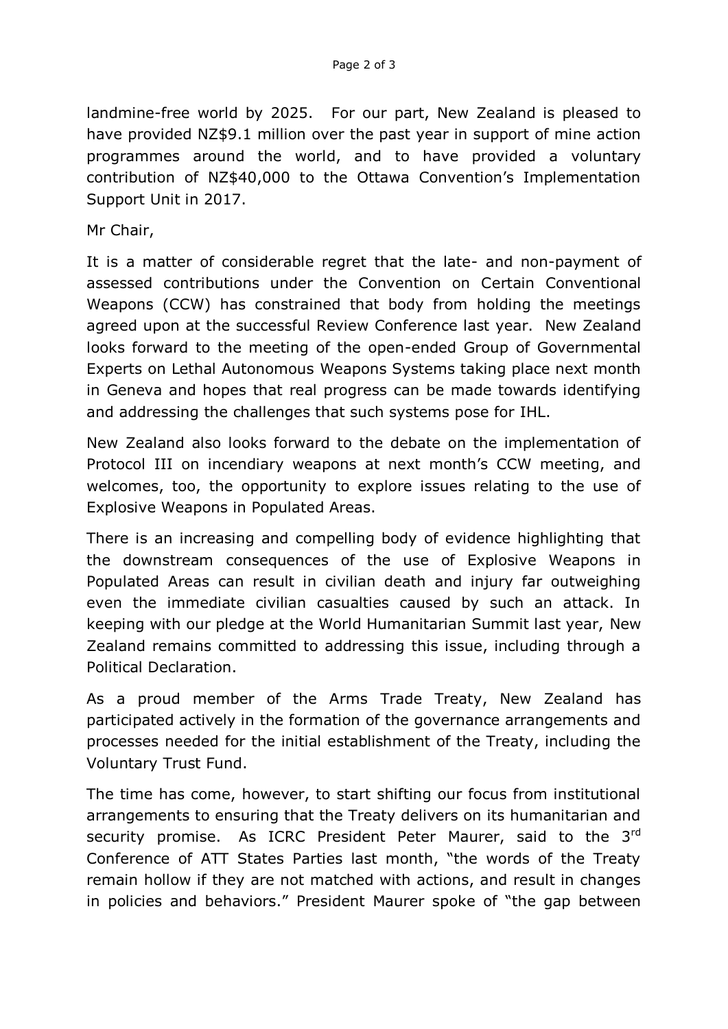landmine-free world by 2025. For our part, New Zealand is pleased to have provided NZ$9.1 million over the past year in support of mine action programmes around the world, and to have provided a voluntary contribution of NZ$40,000 to the Ottawa Convention's Implementation Support Unit in 2017.

Mr Chair,

It is a matter of considerable regret that the late- and non-payment of assessed contributions under the Convention on Certain Conventional Weapons (CCW) has constrained that body from holding the meetings agreed upon at the successful Review Conference last year. New Zealand looks forward to the meeting of the open-ended Group of Governmental Experts on Lethal Autonomous Weapons Systems taking place next month in Geneva and hopes that real progress can be made towards identifying and addressing the challenges that such systems pose for IHL.

New Zealand also looks forward to the debate on the implementation of Protocol III on incendiary weapons at next month's CCW meeting, and welcomes, too, the opportunity to explore issues relating to the use of Explosive Weapons in Populated Areas.

There is an increasing and compelling body of evidence highlighting that the downstream consequences of the use of Explosive Weapons in Populated Areas can result in civilian death and injury far outweighing even the immediate civilian casualties caused by such an attack. In keeping with our pledge at the World Humanitarian Summit last year, New Zealand remains committed to addressing this issue, including through a Political Declaration.

As a proud member of the Arms Trade Treaty, New Zealand has participated actively in the formation of the governance arrangements and processes needed for the initial establishment of the Treaty, including the Voluntary Trust Fund.

The time has come, however, to start shifting our focus from institutional arrangements to ensuring that the Treaty delivers on its humanitarian and security promise. As ICRC President Peter Maurer, said to the 3rd Conference of ATT States Parties last month, "the words of the Treaty remain hollow if they are not matched with actions, and result in changes in policies and behaviors." President Maurer spoke of "the gap between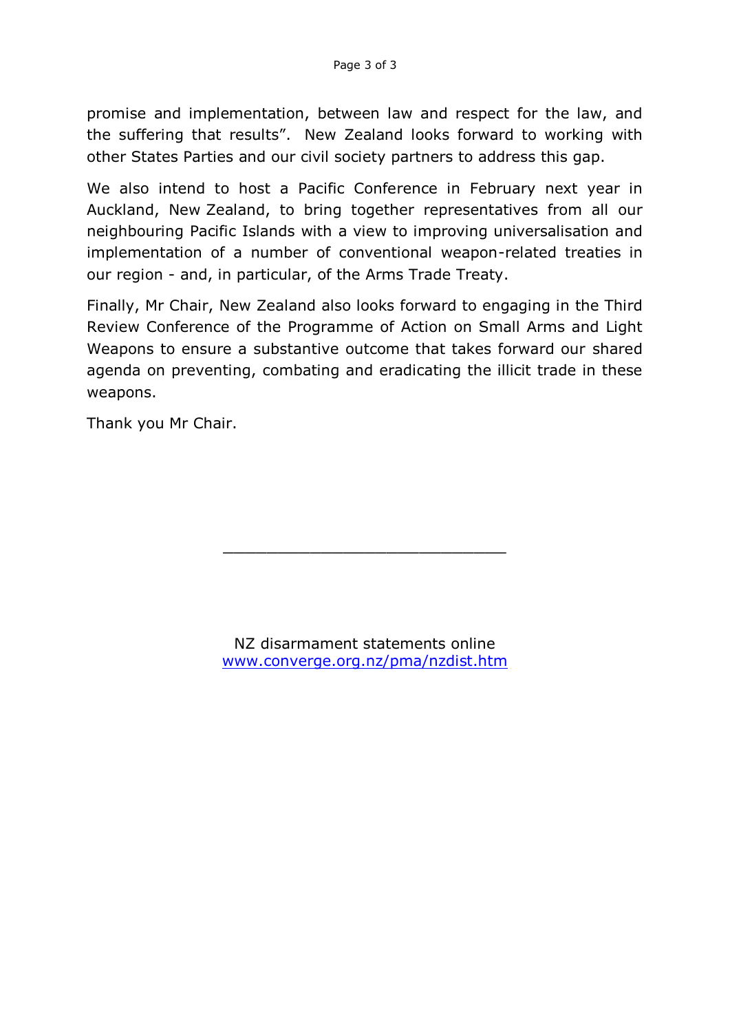promise and implementation, between law and respect for the law, and the suffering that results". New Zealand looks forward to working with other States Parties and our civil society partners to address this gap.

We also intend to host a Pacific Conference in February next year in Auckland, New Zealand, to bring together representatives from all our neighbouring Pacific Islands with a view to improving universalisation and implementation of a number of conventional weapon-related treaties in our region - and, in particular, of the Arms Trade Treaty.

Finally, Mr Chair, New Zealand also looks forward to engaging in the Third Review Conference of the Programme of Action on Small Arms and Light Weapons to ensure a substantive outcome that takes forward our shared agenda on preventing, combating and eradicating the illicit trade in these weapons.

Thank you Mr Chair.

---

NZ disarmament statements online
[www.converge.org.nz/pma/nzdist.htm](http://www.converge.org.nz/pma/nzdist.htm)